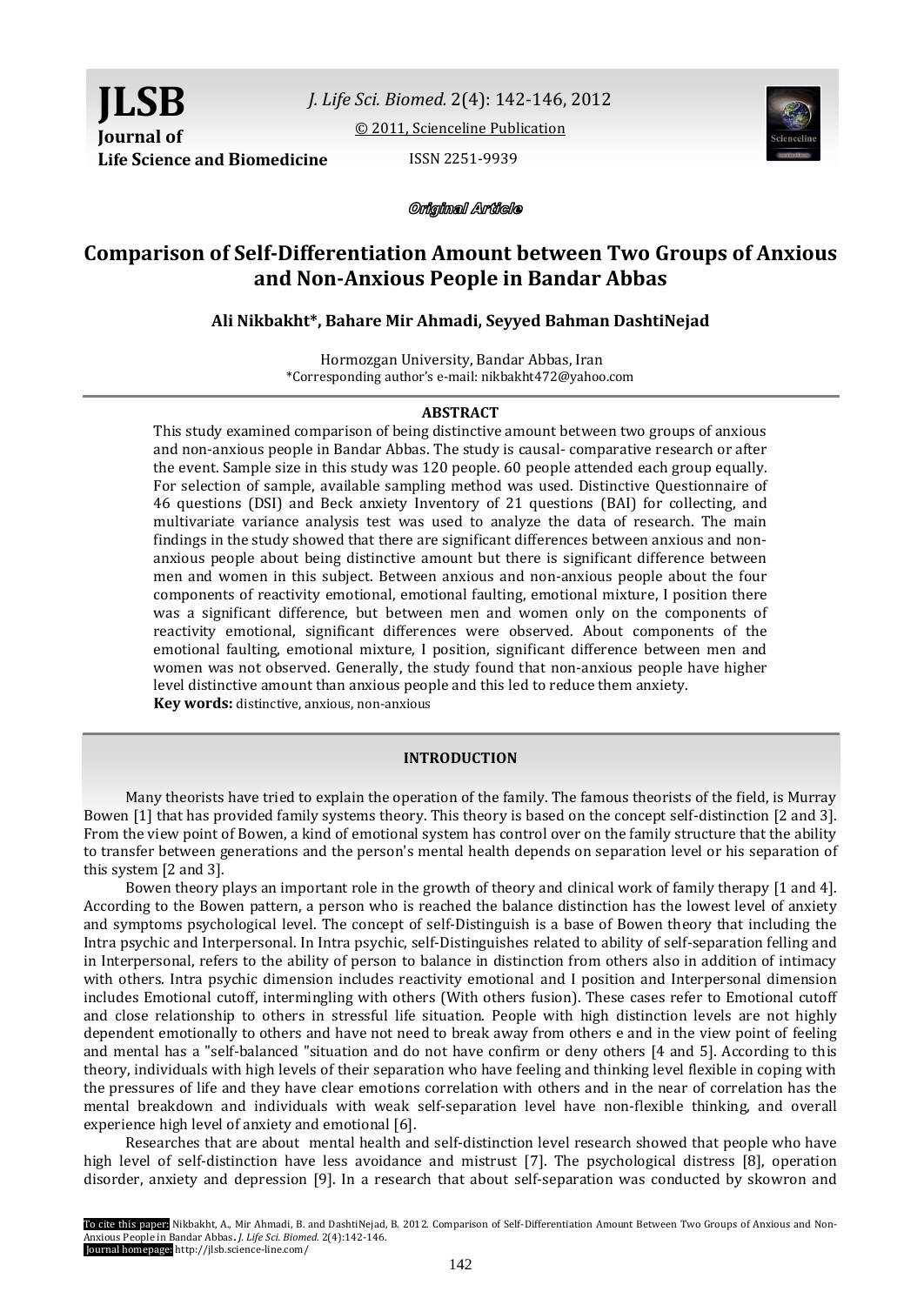# Comparison of Self-Differentiation Amount between Two Groups of Anxious and Non-Anxious People in Bandar Abbas

**Ali Nikbakht*, Bahare Mir Ahmadi, Seyyed Bahman DashtiNejad**

Hormozgan University, Bandar Abbas, Iran
*Corresponding author's e-mail: nikbakht472@yahoo.com

*Original Article*

## ABSTRACT

This study examined comparison of being distinctive amount between two groups of anxious and non-anxious people in Bandar Abbas. The study is causal- comparative research or after the event. Sample size in this study was 120 people. 60 people attended each group equally. For selection of sample, available sampling method was used. Distinctive Questionnaire of 46 questions (DSI) and Beck anxiety Inventory of 21 questions (BAI) for collecting, and multivariate variance analysis test was used to analyze the data of research. The main findings in the study showed that there are significant differences between anxious and non-anxious people about being distinctive amount but there is significant difference between men and women in this subject. Between anxious and non-anxious people about the four components of reactivity emotional, emotional faulting, emotional mixture, I position there was a significant difference, but between men and women only on the components of reactivity emotional, significant differences were observed. About components of the emotional faulting, emotional mixture, I position, significant difference between men and women was not observed. Generally, the study found that non-anxious people have higher level distinctive amount than anxious people and this led to reduce them anxiety.

**Key words:** distinctive, anxious, non-anxious

## INTRODUCTION

Many theorists have tried to explain the operation of the family. The famous theorists of the field, is Murray Bowen [1] that has provided family systems theory. This theory is based on the concept self-distinction [2 and 3]. From the view point of Bowen, a kind of emotional system has control over on the family structure that the ability to transfer between generations and the person's mental health depends on separation level or his separation of this system [2 and 3].

Bowen theory plays an important role in the growth of theory and clinical work of family therapy [1 and 4]. According to the Bowen pattern, a person who is reached the balance distinction has the lowest level of anxiety and symptoms psychological level. The concept of self-Distinguish is a base of Bowen theory that including the Intra psychic and Interpersonal. In Intra psychic, self-Distinguishes related to ability of self-separation felling and in Interpersonal, refers to the ability of person to balance in distinction from others also in addition of intimacy with others. Intra psychic dimension includes reactivity emotional and I position and Interpersonal dimension includes Emotional cutoff, intermingling with others (With others fusion). These cases refer to Emotional cutoff and close relationship to others in stressful life situation. People with high distinction levels are not highly dependent emotionally to others and have not need to break away from others e and in the view point of feeling and mental has a "self-balanced "situation and do not have confirm or deny others [4 and 5]. According to this theory, individuals with high levels of their separation who have feeling and thinking level flexible in coping with the pressures of life and they have clear emotions correlation with others and in the near of correlation has the mental breakdown and individuals with weak self-separation level have non-flexible thinking, and overall experience high level of anxiety and emotional [6].

Researches that are about mental health and self-distinction level research showed that people who have high level of self-distinction have less avoidance and mistrust [7]. The psychological distress [8], operation disorder, anxiety and depression [9]. In a research that about self-separation was conducted by skowron and

To cite this paper: Nikbakht, A., Mir Ahmadi, B. and DashtiNejad, B. 2012. Comparison of Self-Differentiation Amount Between Two Groups of Anxious and Non-Anxious People in Bandar Abbas. *J. Life Sci. Biomed.* 2(4):142-146.
Journal homepage: http://jlsb.science-line.com/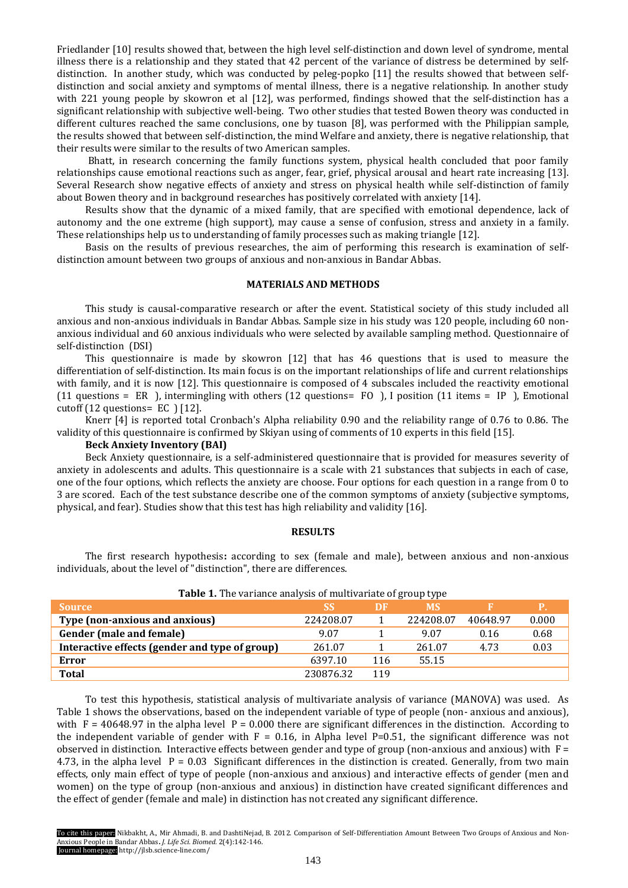Friedlander [10] results showed that, between the high level self-distinction and down level of syndrome, mental illness there is a relationship and they stated that 42 percent of the variance of distress be determined by self-distinction. In another study, which was conducted by peleg-popko [11] the results showed that between self-distinction and social anxiety and symptoms of mental illness, there is a negative relationship. In another study with 221 young people by skowron et al [12], was performed, findings showed that the self-distinction has a significant relationship with subjective well-being. Two other studies that tested Bowen theory was conducted in different cultures reached the same conclusions, one by tuason [8], was performed with the Philippian sample, the results showed that between self-distinction, the mind Welfare and anxiety, there is negative relationship, that their results were similar to the results of two American samples.

Bhatt, in research concerning the family functions system, physical health concluded that poor family relationships cause emotional reactions such as anger, fear, grief, physical arousal and heart rate increasing [13]. Several Research show negative effects of anxiety and stress on physical health while self-distinction of family about Bowen theory and in background researches has positively correlated with anxiety [14].

Results show that the dynamic of a mixed family, that are specified with emotional dependence, lack of autonomy and the one extreme (high support), may cause a sense of confusion, stress and anxiety in a family. These relationships help us to understanding of family processes such as making triangle [12].

Basis on the results of previous researches, the aim of performing this research is examination of self-distinction amount between two groups of anxious and non-anxious in Bandar Abbas.

## MATERIALS AND METHODS

This study is causal-comparative research or after the event. Statistical society of this study included all anxious and non-anxious individuals in Bandar Abbas. Sample size in his study was 120 people, including 60 non-anxious individual and 60 anxious individuals who were selected by available sampling method. Questionnaire of self-distinction (DSI)

This questionnaire is made by skowron [12] that has 46 questions that is used to measure the differentiation of self-distinction. Its main focus is on the important relationships of life and current relationships with family, and it is now [12]. This questionnaire is composed of 4 subscales included the reactivity emotional (11 questions = ER ), intermingling with others (12 questions= FO ), I position (11 items = IP ), Emotional cutoff (12 questions= EC ) [12].

Knerr [4] is reported total Cronbach's Alpha reliability 0.90 and the reliability range of 0.76 to 0.86. The validity of this questionnaire is confirmed by Skiyan using of comments of 10 experts in this field [15].

**Beck Anxiety Inventory (BAI)**

Beck Anxiety questionnaire, is a self-administered questionnaire that is provided for measures severity of anxiety in adolescents and adults. This questionnaire is a scale with 21 substances that subjects in each of case, one of the four options, which reflects the anxiety are choose. Four options for each question in a range from 0 to 3 are scored. Each of the test substance describe one of the common symptoms of anxiety (subjective symptoms, physical, and fear). Studies show that this test has high reliability and validity [16].

## RESULTS

The first research hypothesis**:** according to sex (female and male), between anxious and non-anxious individuals, about the level of "distinction", there are differences.

**Table 1.** The variance analysis of multivariate of group type

| Source | SS | DF | MS | F | P. |
|---|---|---|---|---|---|
| **Type (non-anxious and anxious)** | 224208.07 | 1 | 224208.07 | 40648.97 | 0.000 |
| **Gender (male and female)** | 9.07 | 1 | 9.07 | 0.16 | 0.68 |
| **Interactive effects (gender and type of group)** | 261.07 | 1 | 261.07 | 4.73 | 0.03 |
| **Error** | 6397.10 | 116 | 55.15 | | |
| **Total** | 230876.32 | 119 | | | |

To test this hypothesis, statistical analysis of multivariate analysis of variance (MANOVA) was used. As Table 1 shows the observations, based on the independent variable of type of people (non- anxious and anxious), with $F = 40648.97$ in the alpha level $P = 0.000$ there are significant differences in the distinction. According to the independent variable of gender with $F = 0.16$, in Alpha level $P=0.51$, the significant difference was not observed in distinction. Interactive effects between gender and type of group (non-anxious and anxious) with $F = 4.73$, in the alpha level $P = 0.03$ Significant differences in the distinction is created. Generally, from two main effects, only main effect of type of people (non-anxious and anxious) and interactive effects of gender (men and women) on the type of group (non-anxious and anxious) in distinction have created significant differences and the effect of gender (female and male) in distinction has not created any significant difference.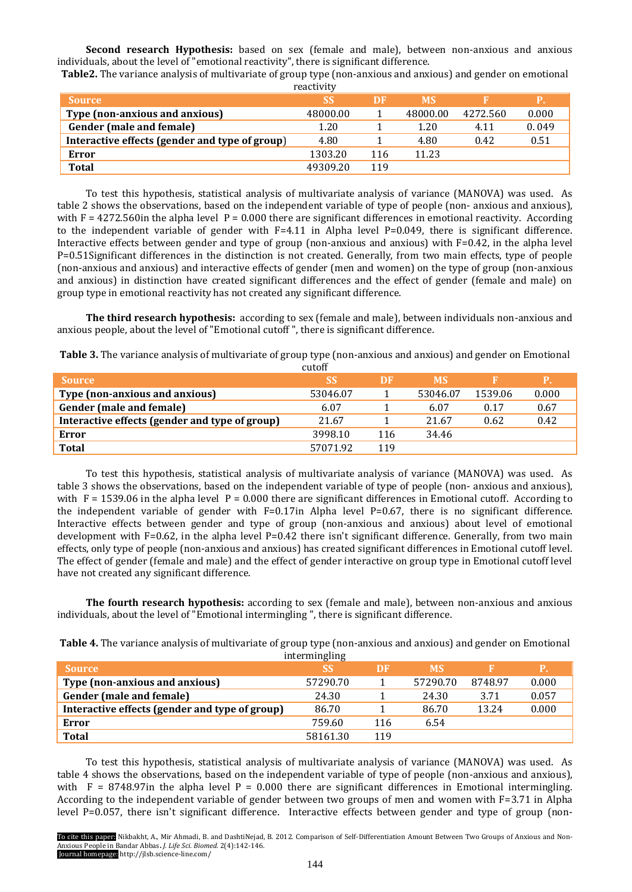**Second research Hypothesis:** based on sex (female and male), between non-anxious and anxious individuals, about the level of "emotional reactivity", there is significant difference.

**Table2.** The variance analysis of multivariate of group type (non-anxious and anxious) and gender on emotional reactivity

| Source | SS | DF | MS | F | P. |
|---|---|---|---|---|---|
| **Type (non-anxious and anxious)** | 48000.00 | 1 | 48000.00 | 4272.560 | 0.000 |
| **Gender (male and female)** | 1.20 | 1 | 1.20 | 4.11 | 0.049 |
| **Interactive effects (gender and type of group)** | 4.80 | 1 | 4.80 | 0.42 | 0.51 |
| **Error** | 1303.20 | 116 | 11.23 | | |
| **Total** | 49309.20 | 119 | | | |

To test this hypothesis, statistical analysis of multivariate analysis of variance (MANOVA) was used. As table 2 shows the observations, based on the independent variable of type of people (non- anxious and anxious), with F = 4272.560in the alpha level P = 0.000 there are significant differences in emotional reactivity. According to the independent variable of gender with F=4.11 in Alpha level P=0.049, there is significant difference. Interactive effects between gender and type of group (non-anxious and anxious) with F=0.42, in the alpha level P=0.51Significant differences in the distinction is not created. Generally, from two main effects, type of people (non-anxious and anxious) and interactive effects of gender (men and women) on the type of group (non-anxious and anxious) in distinction have created significant differences and the effect of gender (female and male) on group type in emotional reactivity has not created any significant difference.

**The third research hypothesis:** according to sex (female and male), between individuals non-anxious and anxious people, about the level of "Emotional cutoff ", there is significant difference.

**Table 3.** The variance analysis of multivariate of group type (non-anxious and anxious) and gender on Emotional cutoff

| Source | SS | DF | MS | F | P. |
|---|---|---|---|---|---|
| **Type (non-anxious and anxious)** | 53046.07 | 1 | 53046.07 | 1539.06 | 0.000 |
| **Gender (male and female)** | 6.07 | 1 | 6.07 | 0.17 | 0.67 |
| **Interactive effects (gender and type of group)** | 21.67 | 1 | 21.67 | 0.62 | 0.42 |
| **Error** | 3998.10 | 116 | 34.46 | | |
| **Total** | 57071.92 | 119 | | | |

To test this hypothesis, statistical analysis of multivariate analysis of variance (MANOVA) was used. As table 3 shows the observations, based on the independent variable of type of people (non- anxious and anxious), with F = 1539.06 in the alpha level P = 0.000 there are significant differences in Emotional cutoff. According to the independent variable of gender with F=0.17in Alpha level P=0.67, there is no significant difference. Interactive effects between gender and type of group (non-anxious and anxious) about level of emotional development with F=0.62, in the alpha level P=0.42 there isn't significant difference. Generally, from two main effects, only type of people (non-anxious and anxious) has created significant differences in Emotional cutoff level. The effect of gender (female and male) and the effect of gender interactive on group type in Emotional cutoff level have not created any significant difference.

**The fourth research hypothesis:** according to sex (female and male), between non-anxious and anxious individuals, about the level of "Emotional intermingling ", there is significant difference.

**Table 4.** The variance analysis of multivariate of group type (non-anxious and anxious) and gender on Emotional intermingling

| Source | SS | DF | MS | F | P. |
|---|---|---|---|---|---|
| **Type (non-anxious and anxious)** | 57290.70 | 1 | 57290.70 | 8748.97 | 0.000 |
| **Gender (male and female)** | 24.30 | 1 | 24.30 | 3.71 | 0.057 |
| **Interactive effects (gender and type of group)** | 86.70 | 1 | 86.70 | 13.24 | 0.000 |
| **Error** | 759.60 | 116 | 6.54 | | |
| **Total** | 58161.30 | 119 | | | |

To test this hypothesis, statistical analysis of multivariate analysis of variance (MANOVA) was used. As table 4 shows the observations, based on the independent variable of type of people (non-anxious and anxious), with F = 8748.97in the alpha level P = 0.000 there are significant differences in Emotional intermingling. According to the independent variable of gender between two groups of men and women with F=3.71 in Alpha level P=0.057, there isn't significant difference. Interactive effects between gender and type of group (non-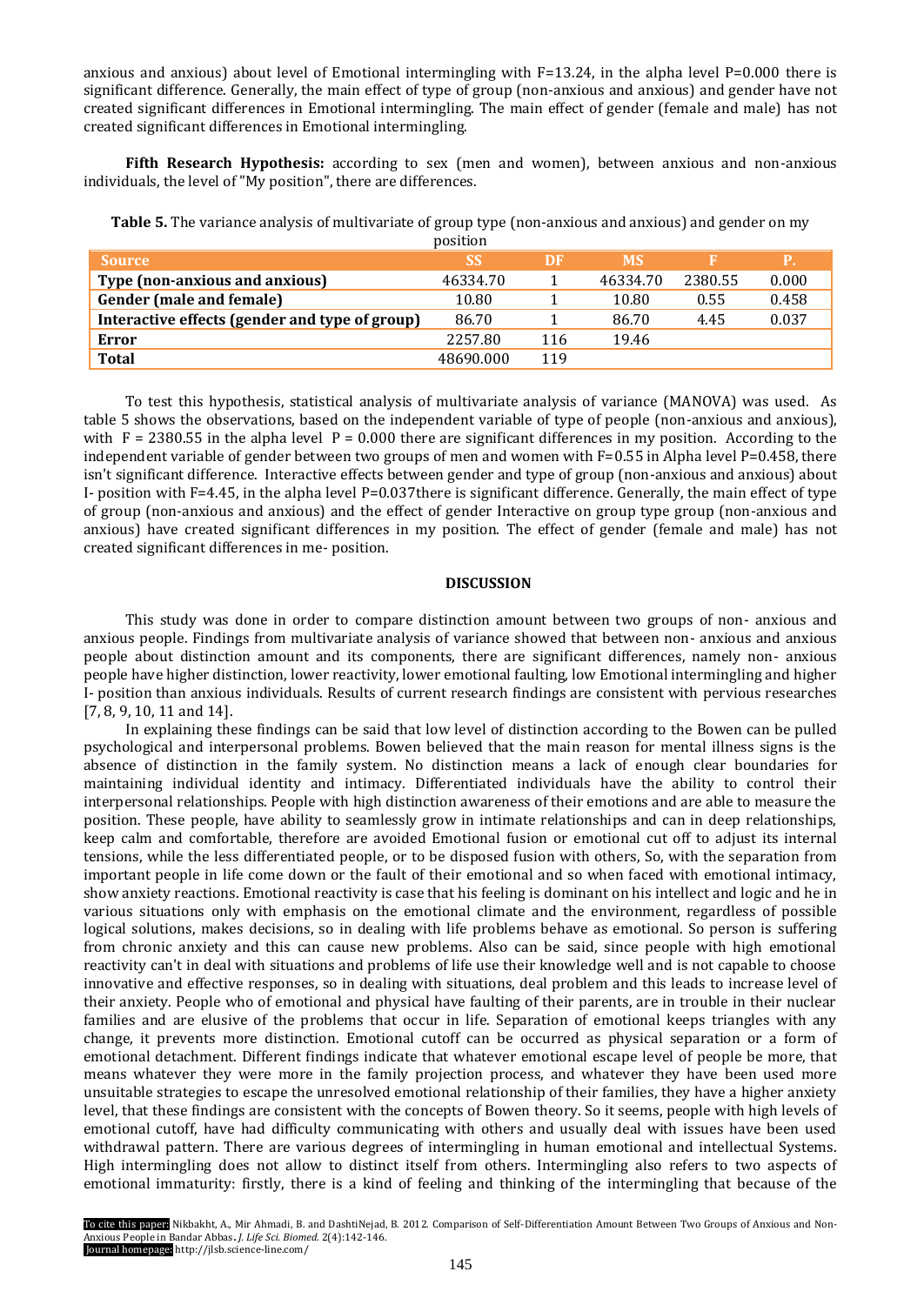anxious and anxious) about level of Emotional intermingling with F=13.24, in the alpha level P=0.000 there is significant difference. Generally, the main effect of type of group (non-anxious and anxious) and gender have not created significant differences in Emotional intermingling. The main effect of gender (female and male) has not created significant differences in Emotional intermingling.

**Fifth Research Hypothesis:** according to sex (men and women), between anxious and non-anxious individuals, the level of "My position", there are differences.

**Table 5.** The variance analysis of multivariate of group type (non-anxious and anxious) and gender on my position

| Source | SS | DF | MS | F | P. |
|---|---|---|---|---|---|
| **Type (non-anxious and anxious)** | 46334.70 | 1 | 46334.70 | 2380.55 | 0.000 |
| **Gender (male and female)** | 10.80 | 1 | 10.80 | 0.55 | 0.458 |
| **Interactive effects (gender and type of group)** | 86.70 | 1 | 86.70 | 4.45 | 0.037 |
| **Error** | 2257.80 | 116 | 19.46 | | |
| **Total** | 48690.000 | 119 | | | |

To test this hypothesis, statistical analysis of multivariate analysis of variance (MANOVA) was used. As table 5 shows the observations, based on the independent variable of type of people (non-anxious and anxious), with F = 2380.55 in the alpha level P = 0.000 there are significant differences in my position. According to the independent variable of gender between two groups of men and women with F=0.55 in Alpha level P=0.458, there isn't significant difference. Interactive effects between gender and type of group (non-anxious and anxious) about I- position with F=4.45, in the alpha level P=0.037there is significant difference. Generally, the main effect of type of group (non-anxious and anxious) and the effect of gender Interactive on group type group (non-anxious and anxious) have created significant differences in my position. The effect of gender (female and male) has not created significant differences in me- position.

## DISCUSSION

This study was done in order to compare distinction amount between two groups of non- anxious and anxious people. Findings from multivariate analysis of variance showed that between non- anxious and anxious people about distinction amount and its components, there are significant differences, namely non- anxious people have higher distinction, lower reactivity, lower emotional faulting, low Emotional intermingling and higher I- position than anxious individuals. Results of current research findings are consistent with pervious researches [7, 8, 9, 10, 11 and 14].

In explaining these findings can be said that low level of distinction according to the Bowen can be pulled psychological and interpersonal problems. Bowen believed that the main reason for mental illness signs is the absence of distinction in the family system. No distinction means a lack of enough clear boundaries for maintaining individual identity and intimacy. Differentiated individuals have the ability to control their interpersonal relationships. People with high distinction awareness of their emotions and are able to measure the position. These people, have ability to seamlessly grow in intimate relationships and can in deep relationships, keep calm and comfortable, therefore are avoided Emotional fusion or emotional cut off to adjust its internal tensions, while the less differentiated people, or to be disposed fusion with others, So, with the separation from important people in life come down or the fault of their emotional and so when faced with emotional intimacy, show anxiety reactions. Emotional reactivity is case that his feeling is dominant on his intellect and logic and he in various situations only with emphasis on the emotional climate and the environment, regardless of possible logical solutions, makes decisions, so in dealing with life problems behave as emotional. So person is suffering from chronic anxiety and this can cause new problems. Also can be said, since people with high emotional reactivity can't in deal with situations and problems of life use their knowledge well and is not capable to choose innovative and effective responses, so in dealing with situations, deal problem and this leads to increase level of their anxiety. People who of emotional and physical have faulting of their parents, are in trouble in their nuclear families and are elusive of the problems that occur in life. Separation of emotional keeps triangles with any change, it prevents more distinction. Emotional cutoff can be occurred as physical separation or a form of emotional detachment. Different findings indicate that whatever emotional escape level of people be more, that means whatever they were more in the family projection process, and whatever they have been used more unsuitable strategies to escape the unresolved emotional relationship of their families, they have a higher anxiety level, that these findings are consistent with the concepts of Bowen theory. So it seems, people with high levels of emotional cutoff, have had difficulty communicating with others and usually deal with issues have been used withdrawal pattern. There are various degrees of intermingling in human emotional and intellectual Systems. High intermingling does not allow to distinct itself from others. Intermingling also refers to two aspects of emotional immaturity: firstly, there is a kind of feeling and thinking of the intermingling that because of the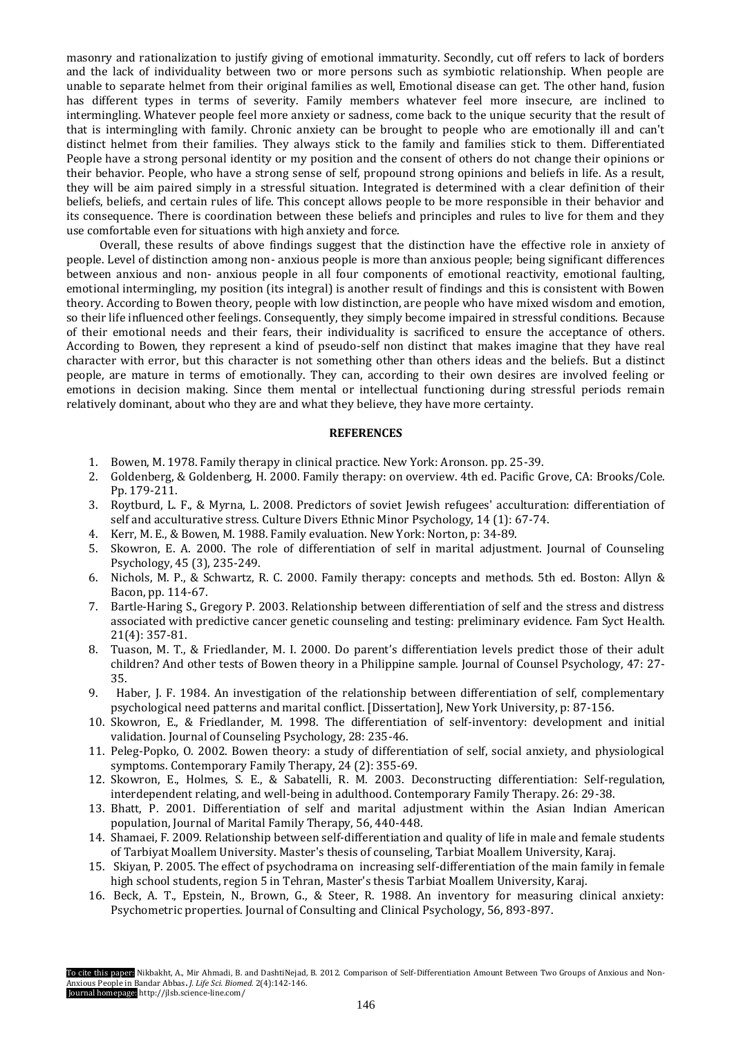masonry and rationalization to justify giving of emotional immaturity. Secondly, cut off refers to lack of borders and the lack of individuality between two or more persons such as symbiotic relationship. When people are unable to separate helmet from their original families as well, Emotional disease can get. The other hand, fusion has different types in terms of severity. Family members whatever feel more insecure, are inclined to intermingling. Whatever people feel more anxiety or sadness, come back to the unique security that the result of that is intermingling with family. Chronic anxiety can be brought to people who are emotionally ill and can't distinct helmet from their families. They always stick to the family and families stick to them. Differentiated People have a strong personal identity or my position and the consent of others do not change their opinions or their behavior. People, who have a strong sense of self, propound strong opinions and beliefs in life. As a result, they will be aim paired simply in a stressful situation. Integrated is determined with a clear definition of their beliefs, beliefs, and certain rules of life. This concept allows people to be more responsible in their behavior and its consequence. There is coordination between these beliefs and principles and rules to live for them and they use comfortable even for situations with high anxiety and force.

Overall, these results of above findings suggest that the distinction have the effective role in anxiety of people. Level of distinction among non- anxious people is more than anxious people; being significant differences between anxious and non- anxious people in all four components of emotional reactivity, emotional faulting, emotional intermingling, my position (its integral) is another result of findings and this is consistent with Bowen theory. According to Bowen theory, people with low distinction, are people who have mixed wisdom and emotion, so their life influenced other feelings. Consequently, they simply become impaired in stressful conditions. Because of their emotional needs and their fears, their individuality is sacrificed to ensure the acceptance of others. According to Bowen, they represent a kind of pseudo-self non distinct that makes imagine that they have real character with error, but this character is not something other than others ideas and the beliefs. But a distinct people, are mature in terms of emotionally. They can, according to their own desires are involved feeling or emotions in decision making. Since them mental or intellectual functioning during stressful periods remain relatively dominant, about who they are and what they believe, they have more certainty.

## REFERENCES

1. Bowen, M. 1978. Family therapy in clinical practice. New York: Aronson. pp. 25-39.
2. Goldenberg, & Goldenberg, H. 2000. Family therapy: on overview. 4th ed. Pacific Grove, CA: Brooks/Cole. Pp. 179-211.
3. Roytburd, L. F., & Myrna, L. 2008. Predictors of soviet Jewish refugees' acculturation: differentiation of self and acculturative stress. Culture Divers Ethnic Minor Psychology, 14 (1): 67-74.
4. Kerr, M. E., & Bowen, M. 1988. Family evaluation. New York: Norton, p: 34-89.
5. Skowron, E. A. 2000. The role of differentiation of self in marital adjustment. Journal of Counseling Psychology, 45 (3), 235-249.
6. Nichols, M. P., & Schwartz, R. C. 2000. Family therapy: concepts and methods. 5th ed. Boston: Allyn & Bacon, pp. 114-67.
7. Bartle-Haring S., Gregory P. 2003. Relationship between differentiation of self and the stress and distress associated with predictive cancer genetic counseling and testing: preliminary evidence. Fam Syct Health. 21(4): 357-81.
8. Tuason, M. T., & Friedlander, M. I. 2000. Do parent's differentiation levels predict those of their adult children? And other tests of Bowen theory in a Philippine sample. Journal of Counsel Psychology, 47: 27-35.
9. Haber, J. F. 1984. An investigation of the relationship between differentiation of self, complementary psychological need patterns and marital conflict. [Dissertation], New York University, p: 87-156.
10. Skowron, E., & Friedlander, M. 1998. The differentiation of self-inventory: development and initial validation. Journal of Counseling Psychology, 28: 235-46.
11. Peleg-Popko, O. 2002. Bowen theory: a study of differentiation of self, social anxiety, and physiological symptoms. Contemporary Family Therapy, 24 (2): 355-69.
12. Skowron, E., Holmes, S. E., & Sabatelli, R. M. 2003. Deconstructing differentiation: Self-regulation, interdependent relating, and well-being in adulthood. Contemporary Family Therapy. 26: 29-38.
13. Bhatt, P. 2001. Differentiation of self and marital adjustment within the Asian Indian American population, Journal of Marital Family Therapy, 56, 440-448.
14. Shamaei, F. 2009. Relationship between self-differentiation and quality of life in male and female students of Tarbiyat Moallem University. Master's thesis of counseling, Tarbiat Moallem University, Karaj.
15. Skiyan, P. 2005. The effect of psychodrama on increasing self-differentiation of the main family in female high school students, region 5 in Tehran, Master's thesis Tarbiat Moallem University, Karaj.
16. Beck, A. T., Epstein, N., Brown, G., & Steer, R. 1988. An inventory for measuring clinical anxiety: Psychometric properties. Journal of Consulting and Clinical Psychology, 56, 893-897.